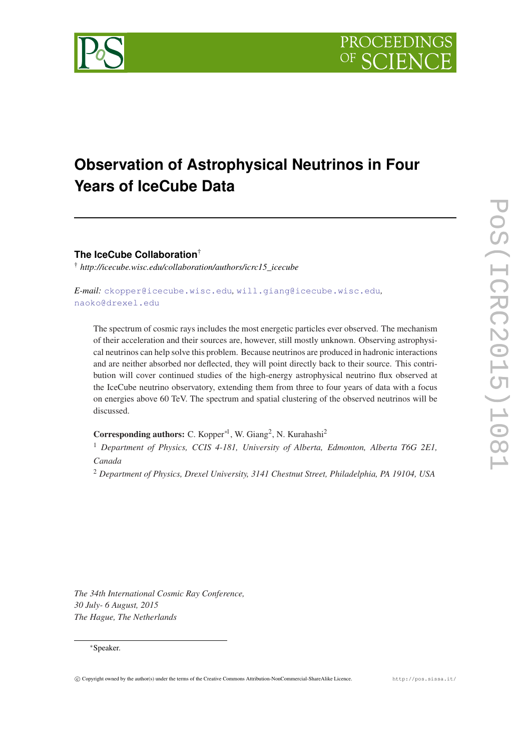# Observation of Astrophysical Neutrinos in Four Years of IceCube Data

**The IceCube Collaboration**[†]

[†] *http://icecube.wisc.edu/collaboration/authors/icrc15_icecube*

*E-mail:* ckopper@icecube.wisc.edu, will.giang@icecube.wisc.edu, naoko@drexel.edu

The spectrum of cosmic rays includes the most energetic particles ever observed. The mechanism of their acceleration and their sources are, however, still mostly unknown. Observing astrophysical neutrinos can help solve this problem. Because neutrinos are produced in hadronic interactions and are neither absorbed nor deflected, they will point directly back to their source. This contribution will cover continued studies of the high-energy astrophysical neutrino flux observed at the IceCube neutrino observatory, extending them from three to four years of data with a focus on energies above 60 TeV. The spectrum and spatial clustering of the observed neutrinos will be discussed.

**Corresponding authors:** C. Kopper[*1], W. Giang[2], N. Kurahashi[2]

[1] *Department of Physics, CCIS 4-181, University of Alberta, Edmonton, Alberta T6G 2E1, Canada*

[2] *Department of Physics, Drexel University, 3141 Chestnut Street, Philadelphia, PA 19104, USA*

*The 34th International Cosmic Ray Conference,*
*30 July- 6 August, 2015*
*The Hague, The Netherlands*

[*] Speaker.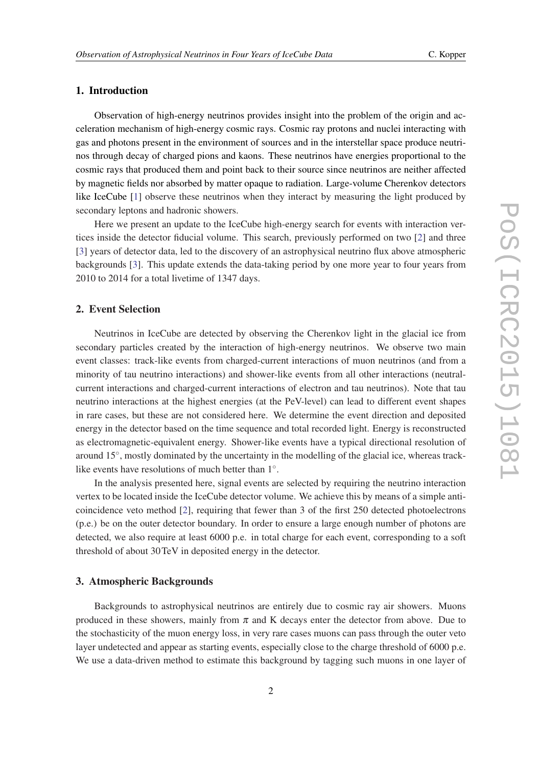## 1. Introduction

Observation of high-energy neutrinos provides insight into the problem of the origin and acceleration mechanism of high-energy cosmic rays. Cosmic ray protons and nuclei interacting with gas and photons present in the environment of sources and in the interstellar space produce neutrinos through decay of charged pions and kaons. These neutrinos have energies proportional to the cosmic rays that produced them and point back to their source since neutrinos are neither affected by magnetic fields nor absorbed by matter opaque to radiation. Large-volume Cherenkov detectors like IceCube [1] observe these neutrinos when they interact by measuring the light produced by secondary leptons and hadronic showers.

Here we present an update to the IceCube high-energy search for events with interaction vertices inside the detector fiducial volume. This search, previously performed on two [2] and three [3] years of detector data, led to the discovery of an astrophysical neutrino flux above atmospheric backgrounds [3]. This update extends the data-taking period by one more year to four years from 2010 to 2014 for a total livetime of 1347 days.

## 2. Event Selection

Neutrinos in IceCube are detected by observing the Cherenkov light in the glacial ice from secondary particles created by the interaction of high-energy neutrinos. We observe two main event classes: track-like events from charged-current interactions of muon neutrinos (and from a minority of tau neutrino interactions) and shower-like events from all other interactions (neutral-current interactions and charged-current interactions of electron and tau neutrinos). Note that tau neutrino interactions at the highest energies (at the PeV-level) can lead to different event shapes in rare cases, but these are not considered here. We determine the event direction and deposited energy in the detector based on the time sequence and total recorded light. Energy is reconstructed as electromagnetic-equivalent energy. Shower-like events have a typical directional resolution of around $15^{\circ}$, mostly dominated by the uncertainty in the modelling of the glacial ice, whereas track-like events have resolutions of much better than $1^{\circ}$.

In the analysis presented here, signal events are selected by requiring the neutrino interaction vertex to be located inside the IceCube detector volume. We achieve this by means of a simple anti-coincidence veto method [2], requiring that fewer than 3 of the first 250 detected photoelectrons (p.e.) be on the outer detector boundary. In order to ensure a large enough number of photons are detected, we also require at least 6000 p.e. in total charge for each event, corresponding to a soft threshold of about 30 TeV in deposited energy in the detector.

## 3. Atmospheric Backgrounds

Backgrounds to astrophysical neutrinos are entirely due to cosmic ray air showers. Muons produced in these showers, mainly from $\pi$ and K decays enter the detector from above. Due to the stochasticity of the muon energy loss, in very rare cases muons can pass through the outer veto layer undetected and appear as starting events, especially close to the charge threshold of 6000 p.e. We use a data-driven method to estimate this background by tagging such muons in one layer of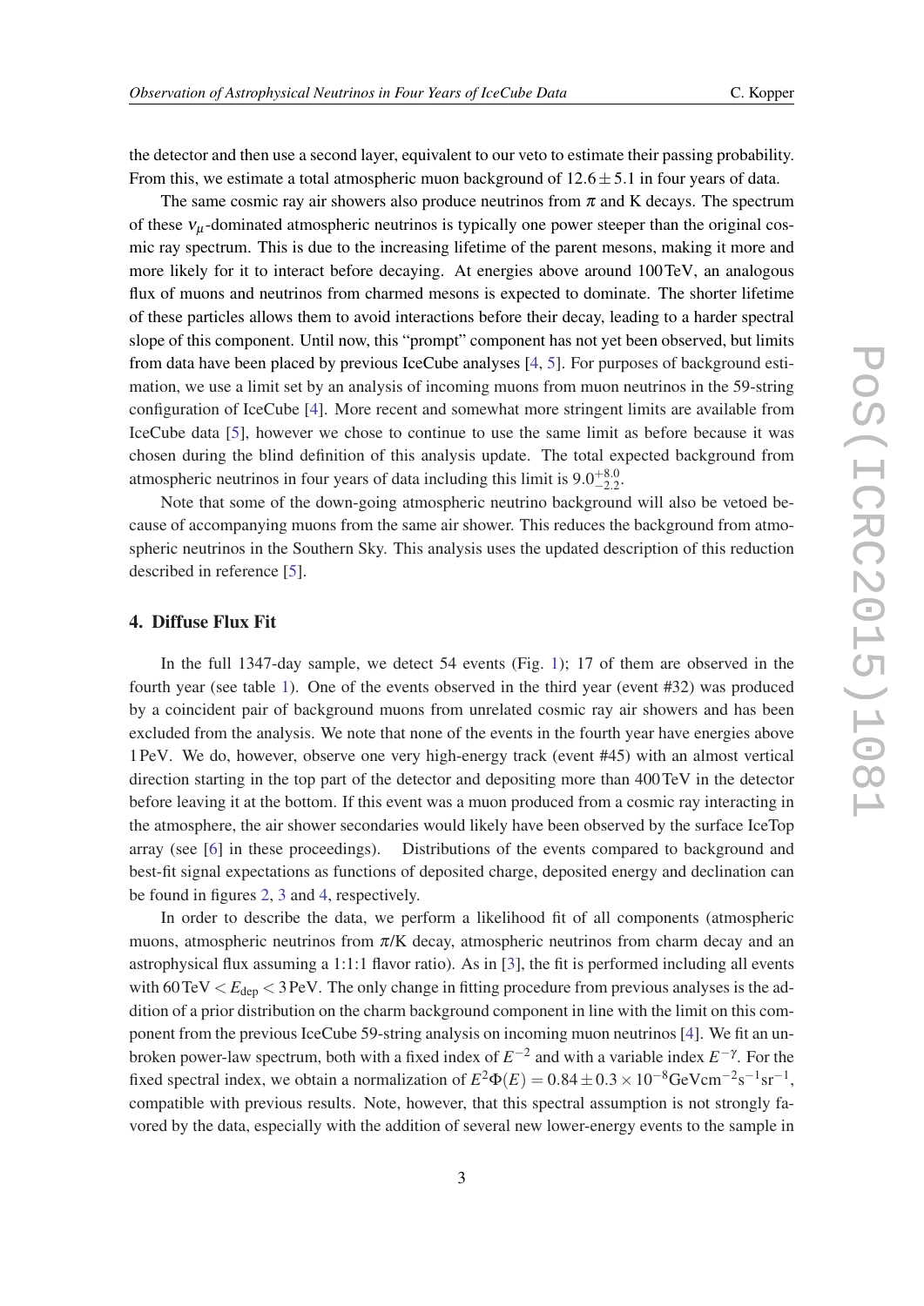the detector and then use a second layer, equivalent to our veto to estimate their passing probability. From this, we estimate a total atmospheric muon background of $12.6 \pm 5.1$ in four years of data.

The same cosmic ray air showers also produce neutrinos from $\pi$ and K decays. The spectrum of these $\nu_\mu$-dominated atmospheric neutrinos is typically one power steeper than the original cosmic ray spectrum. This is due to the increasing lifetime of the parent mesons, making it more and more likely for it to interact before decaying. At energies above around 100 TeV, an analogous flux of muons and neutrinos from charmed mesons is expected to dominate. The shorter lifetime of these particles allows them to avoid interactions before their decay, leading to a harder spectral slope of this component. Until now, this "prompt" component has not yet been observed, but limits from data have been placed by previous IceCube analyses [4, 5]. For purposes of background estimation, we use a limit set by an analysis of incoming muons from muon neutrinos in the 59-string configuration of IceCube [4]. More recent and somewhat more stringent limits are available from IceCube data [5], however we chose to continue to use the same limit as before because it was chosen during the blind definition of this analysis update. The total expected background from atmospheric neutrinos in four years of data including this limit is $9.0^{+8.0}_{-2.2}$.

Note that some of the down-going atmospheric neutrino background will also be vetoed because of accompanying muons from the same air shower. This reduces the background from atmospheric neutrinos in the Southern Sky. This analysis uses the updated description of this reduction described in reference [5].

## 4. Diffuse Flux Fit

In the full 1347-day sample, we detect 54 events (Fig. 1); 17 of them are observed in the fourth year (see table 1). One of the events observed in the third year (event #32) was produced by a coincident pair of background muons from unrelated cosmic ray air showers and has been excluded from the analysis. We note that none of the events in the fourth year have energies above 1 PeV. We do, however, observe one very high-energy track (event #45) with an almost vertical direction starting in the top part of the detector and depositing more than 400 TeV in the detector before leaving it at the bottom. If this event was a muon produced from a cosmic ray interacting in the atmosphere, the air shower secondaries would likely have been observed by the surface IceTop array (see [6] in these proceedings). Distributions of the events compared to background and best-fit signal expectations as functions of deposited charge, deposited energy and declination can be found in figures 2, 3 and 4, respectively.

In order to describe the data, we perform a likelihood fit of all components (atmospheric muons, atmospheric neutrinos from $\pi$/K decay, atmospheric neutrinos from charm decay and an astrophysical flux assuming a 1:1:1 flavor ratio). As in [3], the fit is performed including all events with $60\,\text{TeV} < E_{\text{dep}} < 3\,\text{PeV}$. The only change in fitting procedure from previous analyses is the addition of a prior distribution on the charm background component in line with the limit on this component from the previous IceCube 59-string analysis on incoming muon neutrinos [4]. We fit an unbroken power-law spectrum, both with a fixed index of $E^{-2}$ and with a variable index $E^{-\gamma}$. For the fixed spectral index, we obtain a normalization of $E^2\Phi(E) = 0.84 \pm 0.3 \times 10^{-8}\text{GeVcm}^{-2}\text{s}^{-1}\text{sr}^{-1}$, compatible with previous results. Note, however, that this spectral assumption is not strongly favored by the data, especially with the addition of several new lower-energy events to the sample in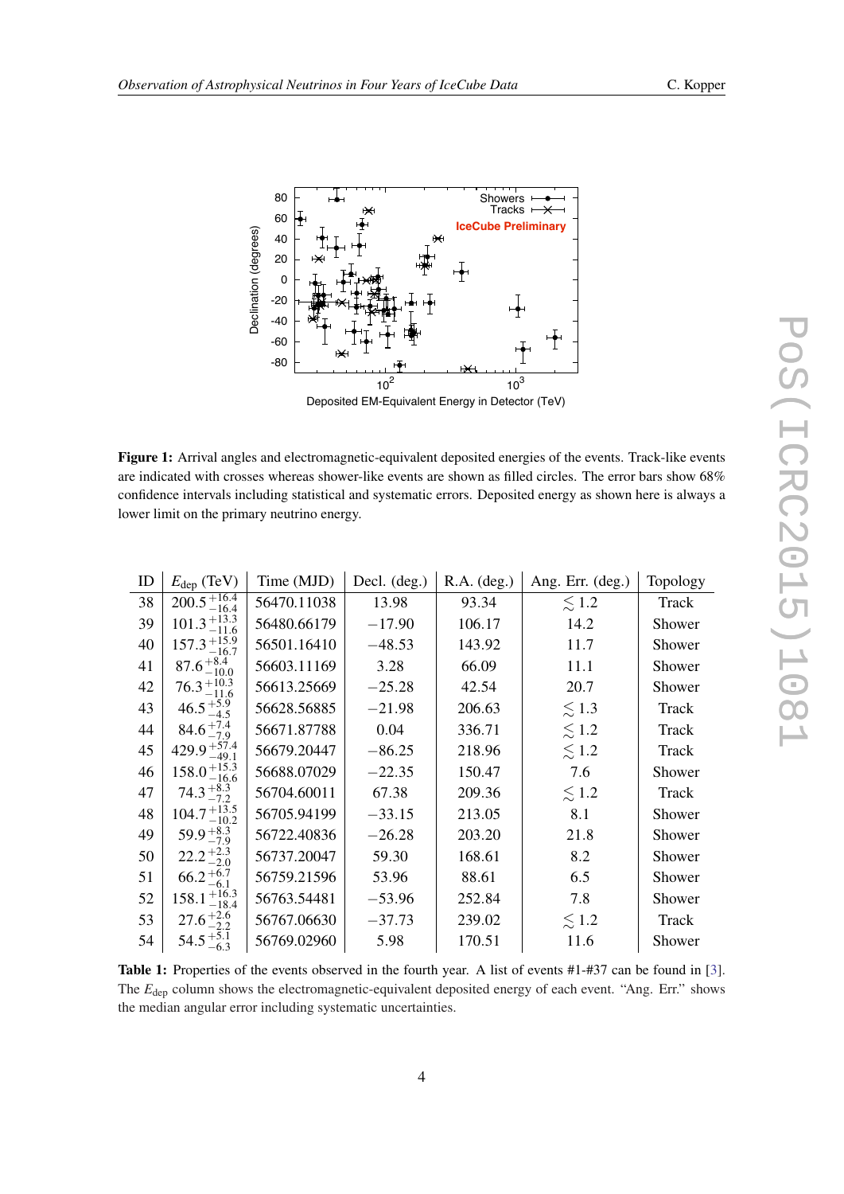**Figure 1:** Arrival angles and electromagnetic-equivalent deposited energies of the events. Track-like events are indicated with crosses whereas shower-like events are shown as filled circles. The error bars show 68% confidence intervals including statistical and systematic errors. Deposited energy as shown here is always a lower limit on the primary neutrino energy.

| ID | $E_{\rm dep}$ (TeV) | Time (MJD) | Decl. (deg.) | R.A. (deg.) | Ang. Err. (deg.) | Topology |
|---|---|---|---|---|---|---|
| 38 | $200.5^{+16.4}_{-16.4}$ | 56470.11038 | 13.98 | 93.34 | $\lesssim 1.2$ | Track |
| 39 | $101.3^{+13.3}_{-11.6}$ | 56480.66179 | $-17.90$ | 106.17 | 14.2 | Shower |
| 40 | $157.3^{+15.9}_{-16.7}$ | 56501.16410 | $-48.53$ | 143.92 | 11.7 | Shower |
| 41 | $87.6^{+8.4}_{-10.0}$ | 56603.11169 | 3.28 | 66.09 | 11.1 | Shower |
| 42 | $76.3^{+10.3}_{-11.6}$ | 56613.25669 | $-25.28$ | 42.54 | 20.7 | Shower |
| 43 | $46.5^{+5.9}_{-4.5}$ | 56628.56885 | $-21.98$ | 206.63 | $\lesssim 1.3$ | Track |
| 44 | $84.6^{+7.4}_{-7.9}$ | 56671.87788 | 0.04 | 336.71 | $\lesssim 1.2$ | Track |
| 45 | $429.9^{+57.4}_{-49.1}$ | 56679.20447 | $-86.25$ | 218.96 | $\lesssim 1.2$ | Track |
| 46 | $158.0^{+15.3}_{-16.6}$ | 56688.07029 | $-22.35$ | 150.47 | 7.6 | Shower |
| 47 | $74.3^{+8.3}_{-7.2}$ | 56704.60011 | 67.38 | 209.36 | $\lesssim 1.2$ | Track |
| 48 | $104.7^{+13.5}_{-10.2}$ | 56705.94199 | $-33.15$ | 213.05 | 8.1 | Shower |
| 49 | $59.9^{+8.3}_{-7.9}$ | 56722.40836 | $-26.28$ | 203.20 | 21.8 | Shower |
| 50 | $22.2^{+2.3}_{-2.0}$ | 56737.20047 | 59.30 | 168.61 | 8.2 | Shower |
| 51 | $66.2^{+6.7}_{-6.1}$ | 56759.21596 | 53.96 | 88.61 | 6.5 | Shower |
| 52 | $158.1^{+16.3}_{-18.4}$ | 56763.54481 | $-53.96$ | 252.84 | 7.8 | Shower |
| 53 | $27.6^{+2.6}_{-2.2}$ | 56767.06630 | $-37.73$ | 239.02 | $\lesssim 1.2$ | Track |
| 54 | $54.5^{+5.1}_{-6.3}$ | 56769.02960 | 5.98 | 170.51 | 11.6 | Shower |

**Table 1:** Properties of the events observed in the fourth year. A list of events #1-#37 can be found in [3]. The $E_{\rm dep}$ column shows the electromagnetic-equivalent deposited energy of each event. "Ang. Err." shows the median angular error including systematic uncertainties.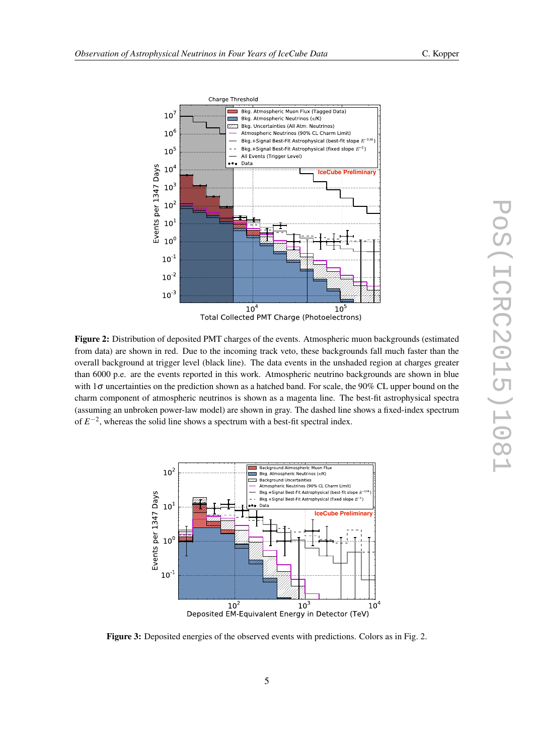**Figure 2:** Distribution of deposited PMT charges of the events. Atmospheric muon backgrounds (estimated from data) are shown in red. Due to the incoming track veto, these backgrounds fall much faster than the overall background at trigger level (black line). The data events in the unshaded region at charges greater than 6000 p.e. are the events reported in this work. Atmospheric neutrino backgrounds are shown in blue with $1\sigma$ uncertainties on the prediction shown as a hatched band. For scale, the 90% CL upper bound on the charm component of atmospheric neutrinos is shown as a magenta line. The best-fit astrophysical spectra (assuming an unbroken power-law model) are shown in gray. The dashed line shows a fixed-index spectrum of $E^{-2}$, whereas the solid line shows a spectrum with a best-fit spectral index.

**Figure 3:** Deposited energies of the observed events with predictions. Colors as in Fig. 2.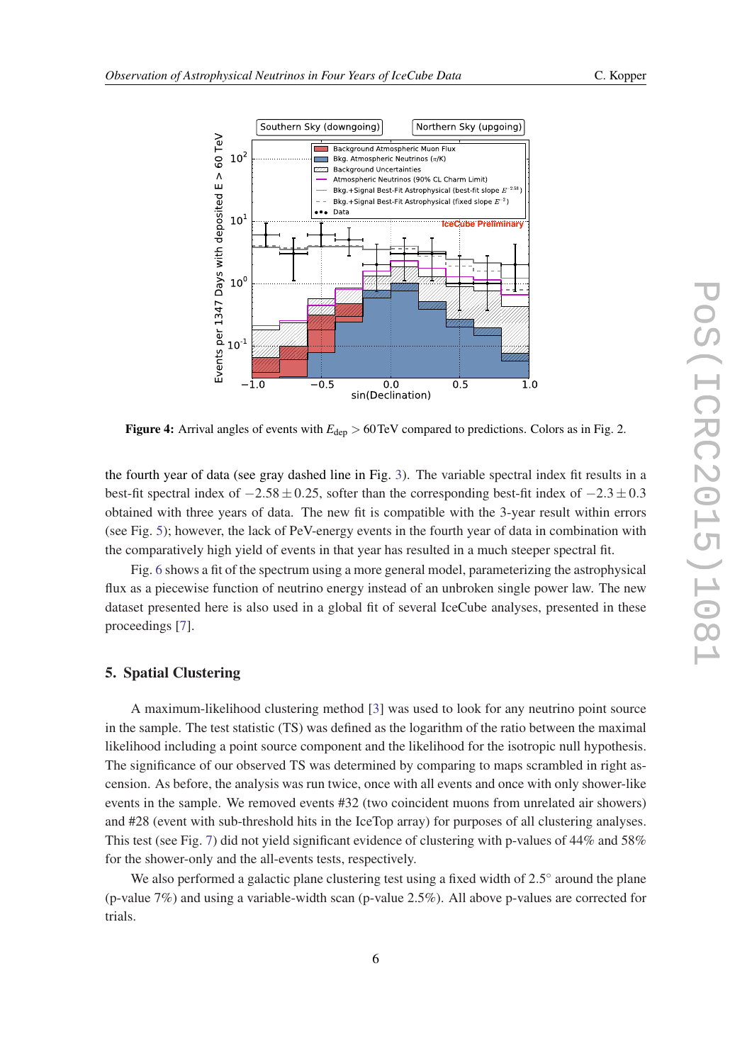**Figure 4:** Arrival angles of events with $E_{\text{dep}} > 60\,\text{TeV}$ compared to predictions. Colors as in Fig. 2.

the fourth year of data (see gray dashed line in Fig. 3). The variable spectral index fit results in a best-fit spectral index of $-2.58 \pm 0.25$, softer than the corresponding best-fit index of $-2.3 \pm 0.3$ obtained with three years of data. The new fit is compatible with the 3-year result within errors (see Fig. 5); however, the lack of PeV-energy events in the fourth year of data in combination with the comparatively high yield of events in that year has resulted in a much steeper spectral fit.

Fig. 6 shows a fit of the spectrum using a more general model, parameterizing the astrophysical flux as a piecewise function of neutrino energy instead of an unbroken single power law. The new dataset presented here is also used in a global fit of several IceCube analyses, presented in these proceedings [7].

## 5. Spatial Clustering

A maximum-likelihood clustering method [3] was used to look for any neutrino point source in the sample. The test statistic (TS) was defined as the logarithm of the ratio between the maximal likelihood including a point source component and the likelihood for the isotropic null hypothesis. The significance of our observed TS was determined by comparing to maps scrambled in right ascension. As before, the analysis was run twice, once with all events and once with only shower-like events in the sample. We removed events #32 (two coincident muons from unrelated air showers) and #28 (event with sub-threshold hits in the IceTop array) for purposes of all clustering analyses. This test (see Fig. 7) did not yield significant evidence of clustering with p-values of 44% and 58% for the shower-only and the all-events tests, respectively.

We also performed a galactic plane clustering test using a fixed width of $2.5^{\circ}$ around the plane (p-value 7%) and using a variable-width scan (p-value 2.5%). All above p-values are corrected for trials.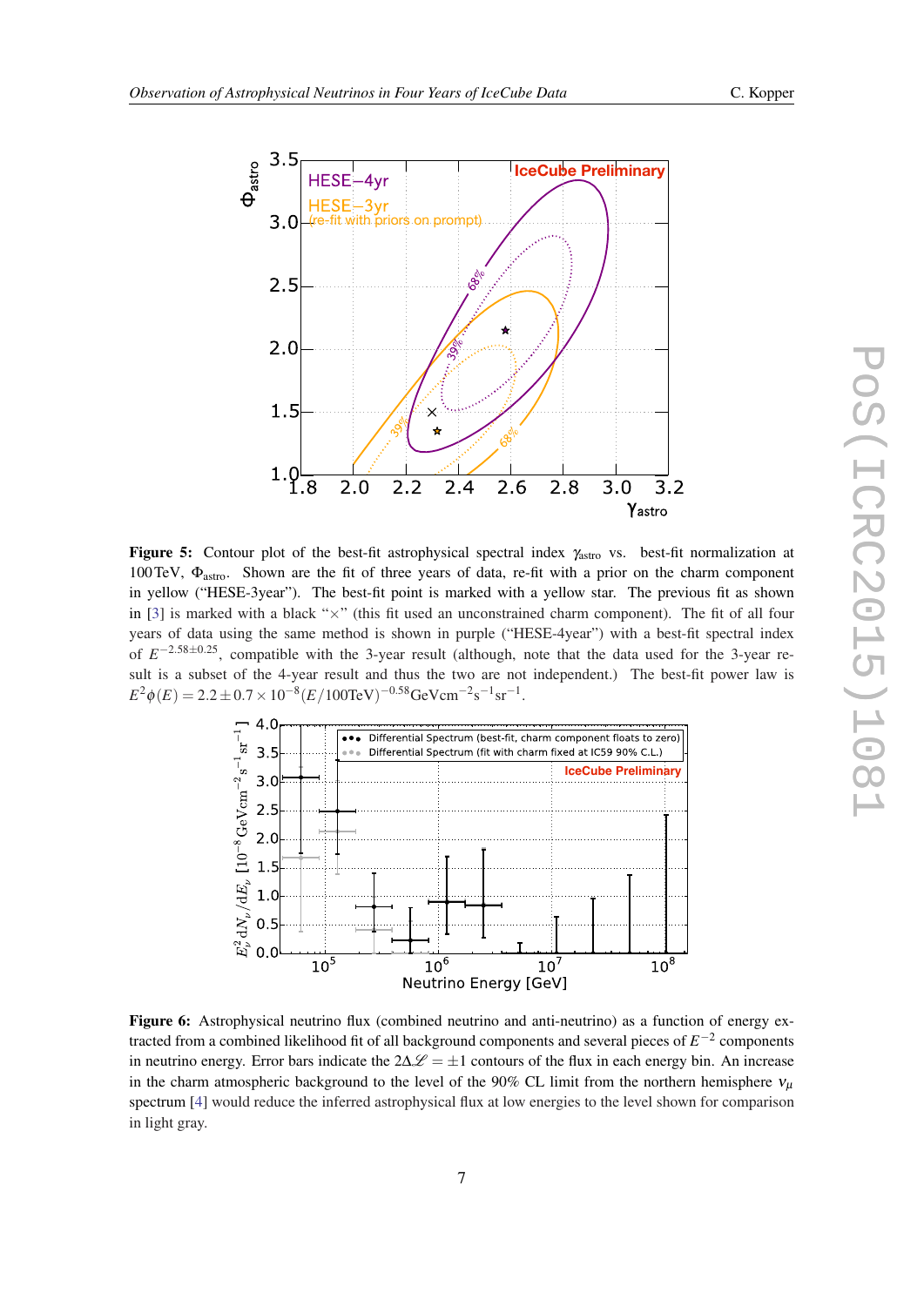**Figure 5:** Contour plot of the best-fit astrophysical spectral index $\gamma_{\rm astro}$ vs. best-fit normalization at 100 TeV, $\Phi_{\rm astro}$. Shown are the fit of three years of data, re-fit with a prior on the charm component in yellow ("HESE-3year"). The best-fit point is marked with a yellow star. The previous fit as shown in [3] is marked with a black "×" (this fit used an unconstrained charm component). The fit of all four years of data using the same method is shown in purple ("HESE-4year") with a best-fit spectral index of $E^{-2.58\pm0.25}$, compatible with the 3-year result (although, note that the data used for the 3-year result is a subset of the 4-year result and thus the two are not independent.) The best-fit power law is $E^2\phi(E) = 2.2\pm0.7\times10^{-8}(E/100\,\text{TeV})^{-0.58}\text{GeV}\text{cm}^{-2}\text{s}^{-1}\text{sr}^{-1}$.

**Figure 6:** Astrophysical neutrino flux (combined neutrino and anti-neutrino) as a function of energy extracted from a combined likelihood fit of all background components and several pieces of $E^{-2}$ components in neutrino energy. Error bars indicate the $2\Delta\mathscr{L} = \pm1$ contours of the flux in each energy bin. An increase in the charm atmospheric background to the level of the 90% CL limit from the northern hemisphere $\nu_\mu$ spectrum [4] would reduce the inferred astrophysical flux at low energies to the level shown for comparison in light gray.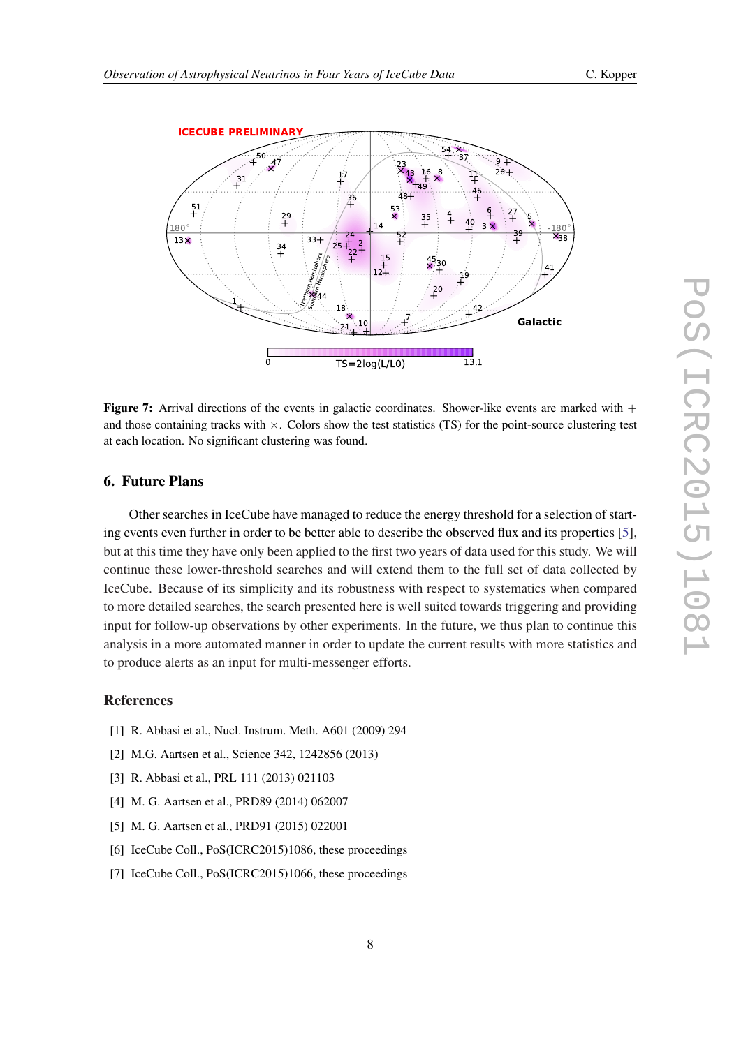ICECUBE PRELIMINARY

180°

-180°

Galactic

0

TS=2log(L/L0)

13.1

**Figure 7:** Arrival directions of the events in galactic coordinates. Shower-like events are marked with + and those containing tracks with ×. Colors show the test statistics (TS) for the point-source clustering test at each location. No significant clustering was found.

## 6. Future Plans

Other searches in IceCube have managed to reduce the energy threshold for a selection of starting events even further in order to be better able to describe the observed flux and its properties [5], but at this time they have only been applied to the first two years of data used for this study. We will continue these lower-threshold searches and will extend them to the full set of data collected by IceCube. Because of its simplicity and its robustness with respect to systematics when compared to more detailed searches, the search presented here is well suited towards triggering and providing input for follow-up observations by other experiments. In the future, we thus plan to continue this analysis in a more automated manner in order to update the current results with more statistics and to produce alerts as an input for multi-messenger efforts.

## References

[1] R. Abbasi et al., Nucl. Instrum. Meth. A601 (2009) 294

[2] M.G. Aartsen et al., Science 342, 1242856 (2013)

[3] R. Abbasi et al., PRL 111 (2013) 021103

[4] M. G. Aartsen et al., PRD89 (2014) 062007

[5] M. G. Aartsen et al., PRD91 (2015) 022001

[6] IceCube Coll., PoS(ICRC2015)1086, these proceedings

[7] IceCube Coll., PoS(ICRC2015)1066, these proceedings